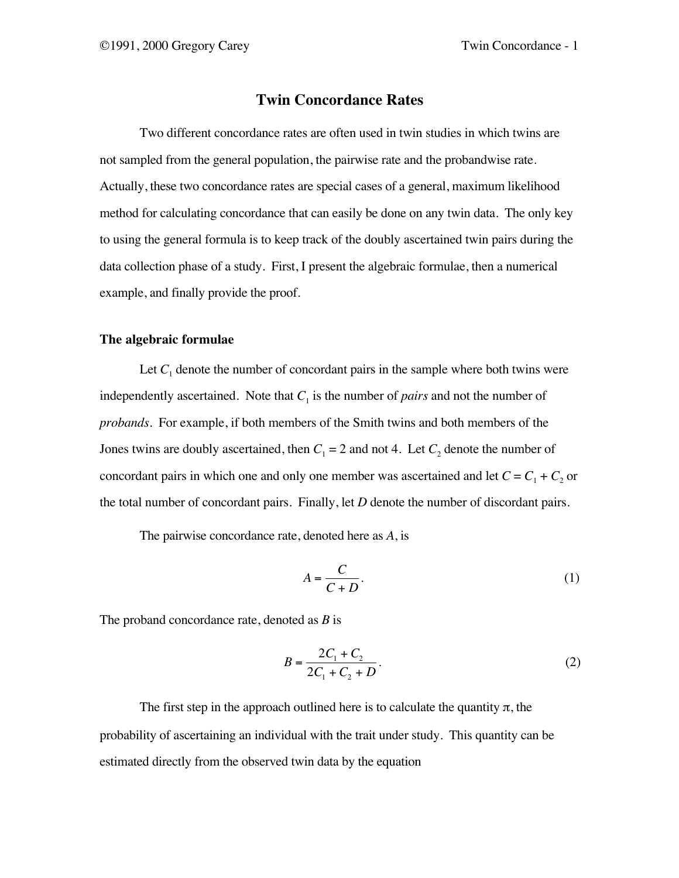# Twin Concordance Rates

Two different concordance rates are often used in twin studies in which twins are not sampled from the general population, the pairwise rate and the probandwise rate. Actually, these two concordance rates are special cases of a general, maximum likelihood method for calculating concordance that can easily be done on any twin data. The only key to using the general formula is to keep track of the doubly ascertained twin pairs during the data collection phase of a study. First, I present the algebraic formulae, then a numerical example, and finally provide the proof.

## The algebraic formulae

Let $C_1$ denote the number of concordant pairs in the sample where both twins were independently ascertained. Note that $C_1$ is the number of *pairs* and not the number of *probands*. For example, if both members of the Smith twins and both members of the Jones twins are doubly ascertained, then $C_1 = 2$ and not 4. Let $C_2$ denote the number of concordant pairs in which one and only one member was ascertained and let $C = C_1 + C_2$ or the total number of concordant pairs. Finally, let $D$ denote the number of discordant pairs.

The pairwise concordance rate, denoted here as $A$, is

$$A = \frac{C}{C + D}. \tag{1}$$

The proband concordance rate, denoted as $B$ is

$$B = \frac{2C_1 + C_2}{2C_1 + C_2 + D}. \tag{2}$$

The first step in the approach outlined here is to calculate the quantity $\pi$, the probability of ascertaining an individual with the trait under study. This quantity can be estimated directly from the observed twin data by the equation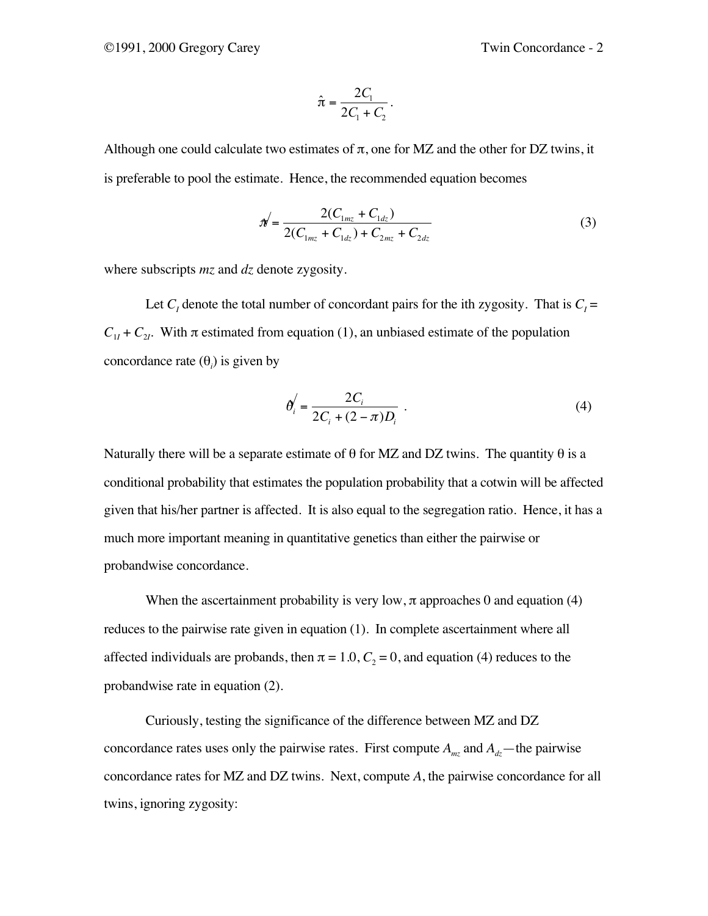$$\hat{\pi} = \frac{2C_1}{2C_1 + C_2} .$$

Although one could calculate two estimates of π, one for MZ and the other for DZ twins, it is preferable to pool the estimate. Hence, the recommended equation becomes

$$\hat{\pi} = \frac{2(C_{1mz} + C_{1dz})}{2(C_{1mz} + C_{1dz}) + C_{2mz} + C_{2dz}} \tag{3}$$

where subscripts *mz* and *dz* denote zygosity.

Let $C_I$ denote the total number of concordant pairs for the ith zygosity. That is $C_I = C_{1I} + C_{2I}$. With π estimated from equation (1), an unbiased estimate of the population concordance rate ($\theta_i$) is given by

$$\hat{\theta}_i = \frac{2C_i}{2C_i + (2 - \pi)D_i} \quad . \tag{4}$$

Naturally there will be a separate estimate of θ for MZ and DZ twins. The quantity θ is a conditional probability that estimates the population probability that a cotwin will be affected given that his/her partner is affected. It is also equal to the segregation ratio. Hence, it has a much more important meaning in quantitative genetics than either the pairwise or probandwise concordance.

When the ascertainment probability is very low, π approaches 0 and equation (4) reduces to the pairwise rate given in equation (1). In complete ascertainment where all affected individuals are probands, then $\pi = 1.0$, $C_2 = 0$, and equation (4) reduces to the probandwise rate in equation (2).

Curiously, testing the significance of the difference between MZ and DZ concordance rates uses only the pairwise rates. First compute $A_{mz}$ and $A_{dz}$—the pairwise concordance rates for MZ and DZ twins. Next, compute $A$, the pairwise concordance for all twins, ignoring zygosity: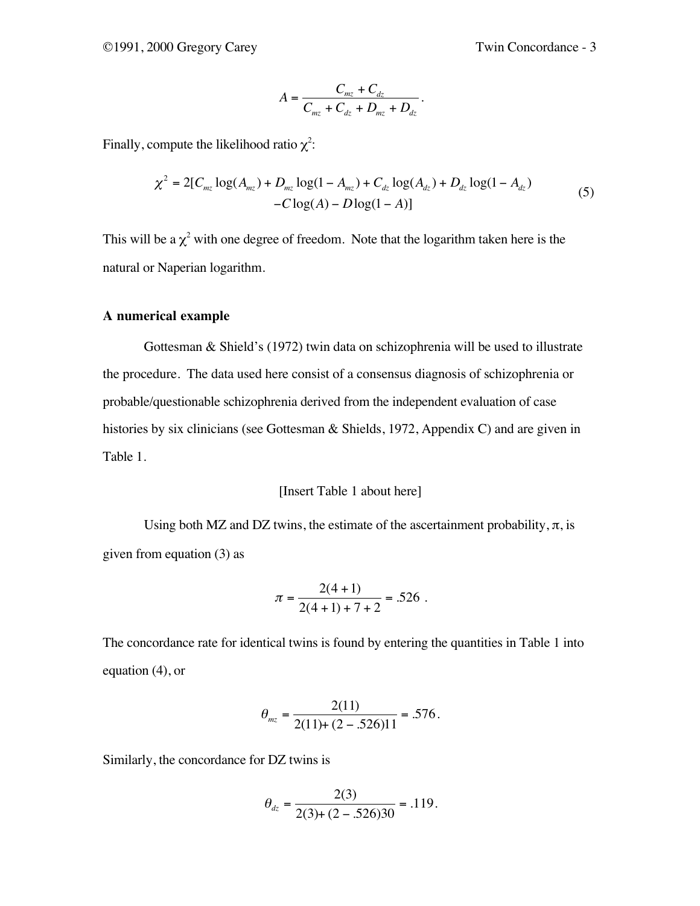$$A = \frac{C_{mz} + C_{dz}}{C_{mz} + C_{dz} + D_{mz} + D_{dz}}.$$

Finally, compute the likelihood ratio $\chi^2$:

$$\chi^2 = 2[C_{mz}\log(A_{mz}) + D_{mz}\log(1 - A_{mz}) + C_{dz}\log(A_{dz}) + D_{dz}\log(1 - A_{dz}) \\ -C\log(A) - D\log(1 - A)] \tag{5}$$

This will be a $\chi^2$ with one degree of freedom. Note that the logarithm taken here is the natural or Naperian logarithm.

### A numerical example

Gottesman & Shield's (1972) twin data on schizophrenia will be used to illustrate the procedure. The data used here consist of a consensus diagnosis of schizophrenia or probable/questionable schizophrenia derived from the independent evaluation of case histories by six clinicians (see Gottesman & Shields, 1972, Appendix C) and are given in Table 1.

[Insert Table 1 about here]

Using both MZ and DZ twins, the estimate of the ascertainment probability, $\pi$, is given from equation (3) as

$$\pi = \frac{2(4 + 1)}{2(4 + 1) + 7 + 2} = .526 \ .$$

The concordance rate for identical twins is found by entering the quantities in Table 1 into equation (4), or

$$\theta_{mz} = \frac{2(11)}{2(11) + (2 - .526)11} = .576.$$

Similarly, the concordance for DZ twins is

$$\theta_{dz} = \frac{2(3)}{2(3) + (2 - .526)30} = .119.$$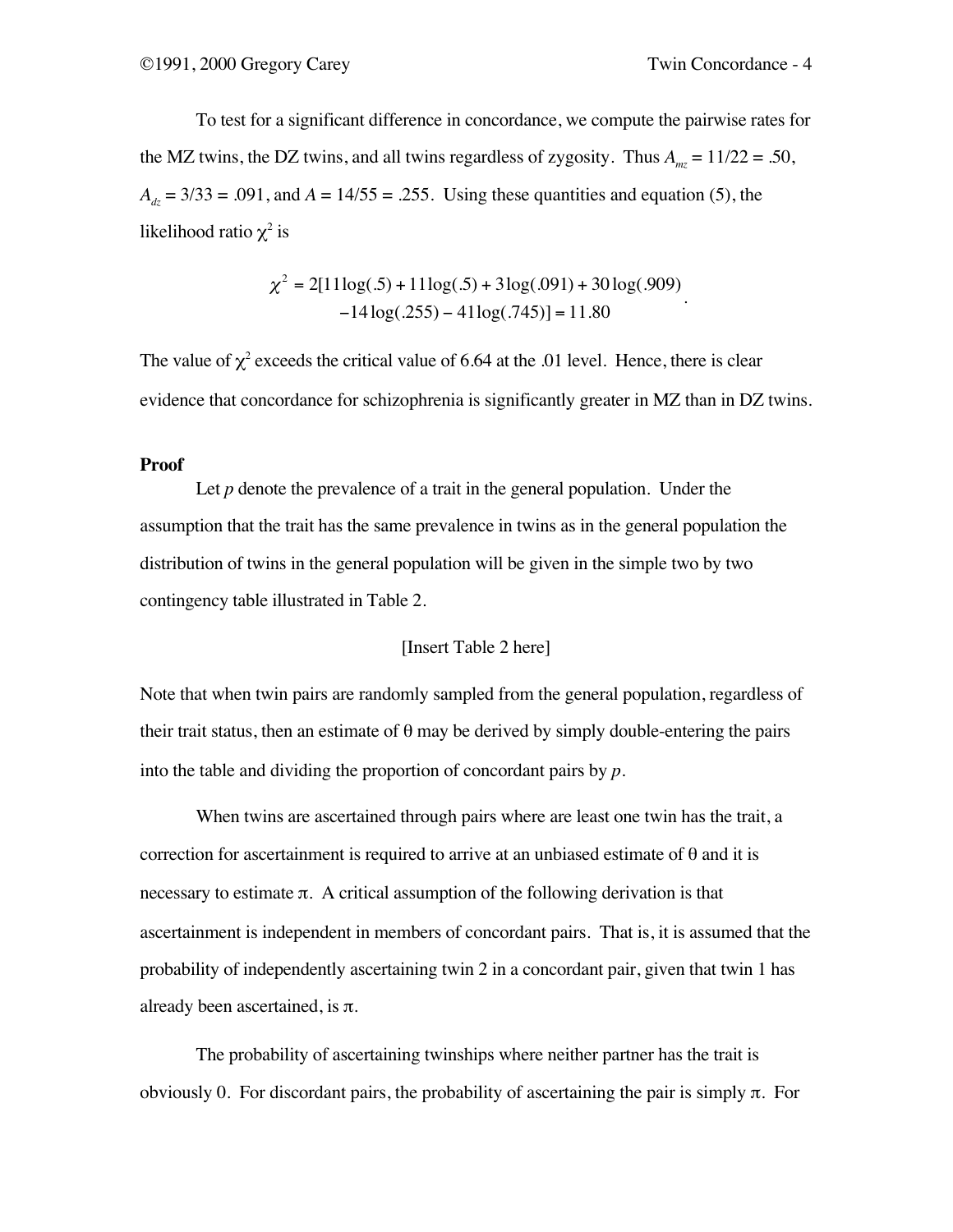To test for a significant difference in concordance, we compute the pairwise rates for the MZ twins, the DZ twins, and all twins regardless of zygosity. Thus $A_{mz} = 11/22 = .50$, $A_{dz} = 3/33 = .091$, and $A = 14/55 = .255$. Using these quantities and equation (5), the likelihood ratio $\chi^2$ is

$$\chi^2 = 2[11\log(.5) + 11\log(.5) + 3\log(.091) + 30\log(.909) - 14\log(.255) - 41\log(.745)] = 11.80 .$$

The value of $\chi^2$ exceeds the critical value of 6.64 at the .01 level. Hence, there is clear evidence that concordance for schizophrenia is significantly greater in MZ than in DZ twins.

**Proof**

Let $p$ denote the prevalence of a trait in the general population. Under the assumption that the trait has the same prevalence in twins as in the general population the distribution of twins in the general population will be given in the simple two by two contingency table illustrated in Table 2.

[Insert Table 2 here]

Note that when twin pairs are randomly sampled from the general population, regardless of their trait status, then an estimate of $\theta$ may be derived by simply double-entering the pairs into the table and dividing the proportion of concordant pairs by $p$.

When twins are ascertained through pairs where are least one twin has the trait, a correction for ascertainment is required to arrive at an unbiased estimate of $\theta$ and it is necessary to estimate $\pi$. A critical assumption of the following derivation is that ascertainment is independent in members of concordant pairs. That is, it is assumed that the probability of independently ascertaining twin 2 in a concordant pair, given that twin 1 has already been ascertained, is $\pi$.

The probability of ascertaining twinships where neither partner has the trait is obviously 0. For discordant pairs, the probability of ascertaining the pair is simply $\pi$. For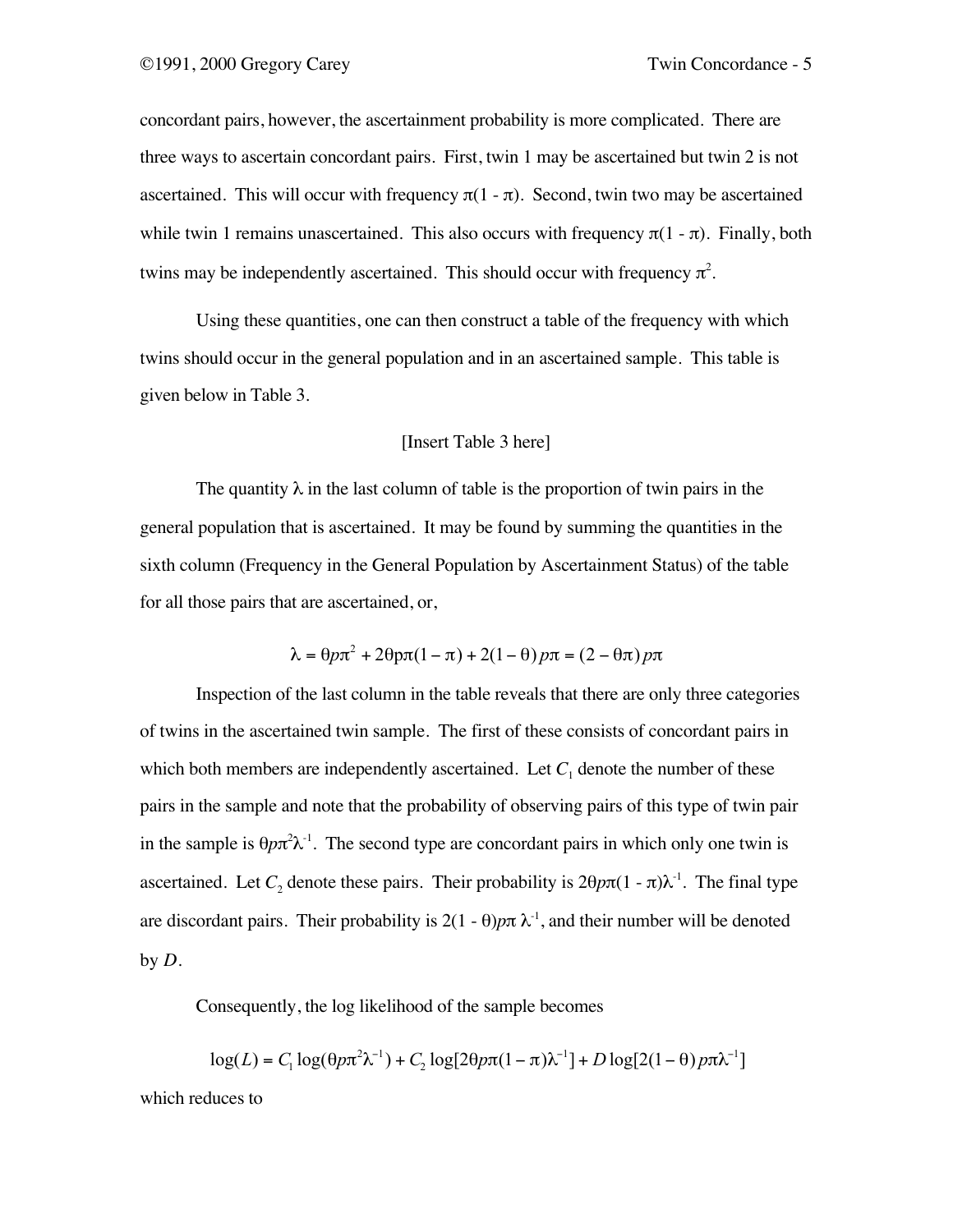concordant pairs, however, the ascertainment probability is more complicated. There are three ways to ascertain concordant pairs. First, twin 1 may be ascertained but twin 2 is not ascertained. This will occur with frequency $\pi(1 - \pi)$. Second, twin two may be ascertained while twin 1 remains unascertained. This also occurs with frequency $\pi(1 - \pi)$. Finally, both twins may be independently ascertained. This should occur with frequency $\pi^2$.

Using these quantities, one can then construct a table of the frequency with which twins should occur in the general population and in an ascertained sample. This table is given below in Table 3.

[Insert Table 3 here]

The quantity $\lambda$ in the last column of table is the proportion of twin pairs in the general population that is ascertained. It may be found by summing the quantities in the sixth column (Frequency in the General Population by Ascertainment Status) of the table for all those pairs that are ascertained, or,

$$\lambda = \theta p\pi^2 + 2\theta p\pi(1 - \pi) + 2(1 - \theta)p\pi = (2 - \theta\pi)p\pi$$

Inspection of the last column in the table reveals that there are only three categories of twins in the ascertained twin sample. The first of these consists of concordant pairs in which both members are independently ascertained. Let $C_1$ denote the number of these pairs in the sample and note that the probability of observing pairs of this type of twin pair in the sample is $\theta p\pi^2\lambda^{-1}$. The second type are concordant pairs in which only one twin is ascertained. Let $C_2$ denote these pairs. Their probability is $2\theta p\pi(1 - \pi)\lambda^{-1}$. The final type are discordant pairs. Their probability is $2(1 - \theta)p\pi\lambda^{-1}$, and their number will be denoted by $D$.

Consequently, the log likelihood of the sample becomes

$$\log(L) = C_1 \log(\theta p\pi^2\lambda^{-1}) + C_2 \log[2\theta p\pi(1 - \pi)\lambda^{-1}] + D\log[2(1 - \theta)p\pi\lambda^{-1}]$$

which reduces to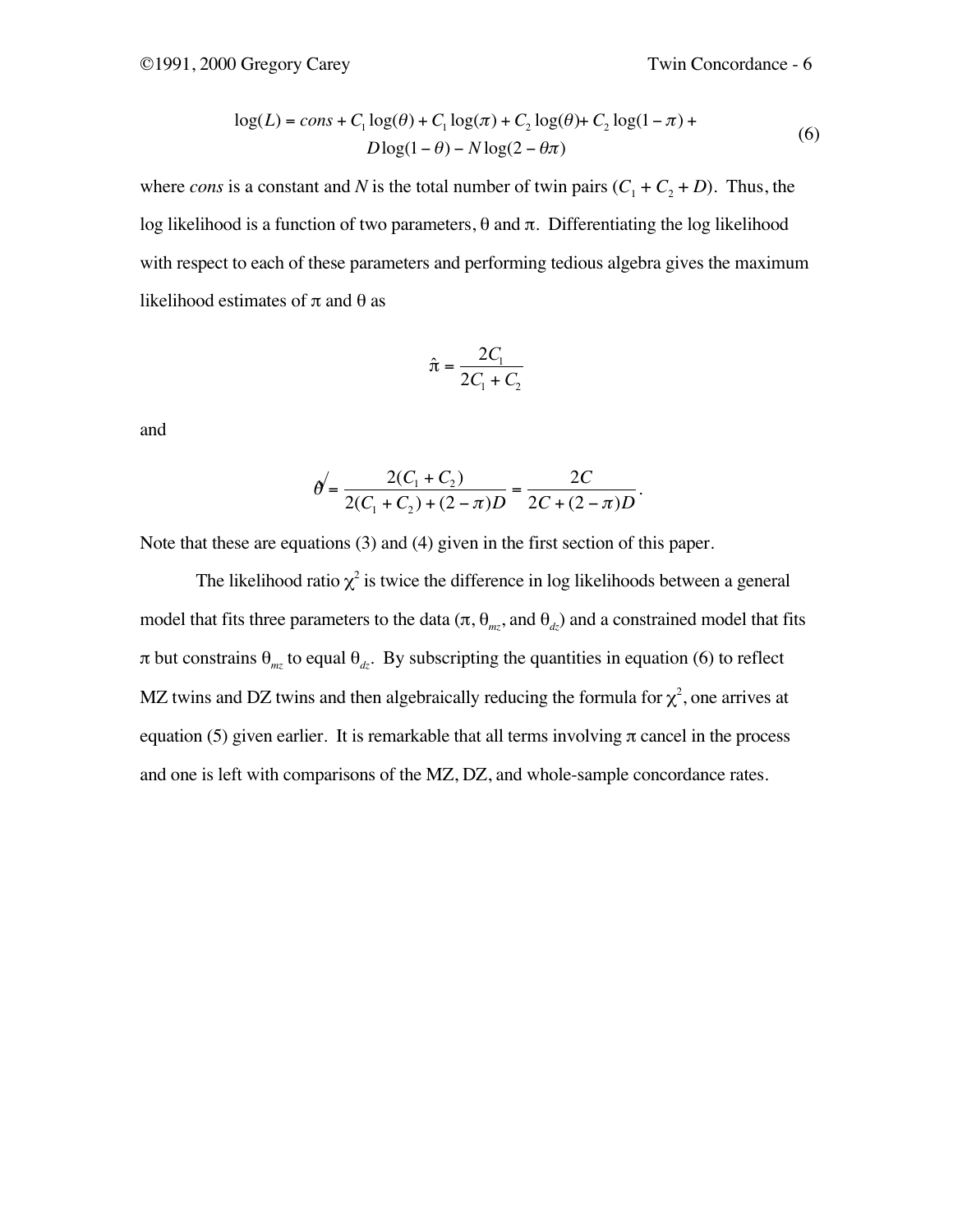$$\log(L) = cons + C_1 \log(\theta) + C_1 \log(\pi) + C_2 \log(\theta) + C_2 \log(1 - \pi) + D \log(1 - \theta) - N \log(2 - \theta\pi) \tag{6}$$

where *cons* is a constant and $N$ is the total number of twin pairs ($C_1 + C_2 + D$). Thus, the log likelihood is a function of two parameters, θ and π. Differentiating the log likelihood with respect to each of these parameters and performing tedious algebra gives the maximum likelihood estimates of π and θ as

$$\hat{\pi} = \frac{2C_1}{2C_1 + C_2}$$

and

$$\hat{\theta} = \frac{2(C_1 + C_2)}{2(C_1 + C_2) + (2 - \pi)D} = \frac{2C}{2C + (2 - \pi)D}.$$

Note that these are equations (3) and (4) given in the first section of this paper.

The likelihood ratio $\chi^2$ is twice the difference in log likelihoods between a general model that fits three parameters to the data (π, $\theta_{mz}$, and $\theta_{dz}$) and a constrained model that fits π but constrains $\theta_{mz}$ to equal $\theta_{dz}$. By subscripting the quantities in equation (6) to reflect MZ twins and DZ twins and then algebraically reducing the formula for $\chi^2$, one arrives at equation (5) given earlier. It is remarkable that all terms involving π cancel in the process and one is left with comparisons of the MZ, DZ, and whole-sample concordance rates.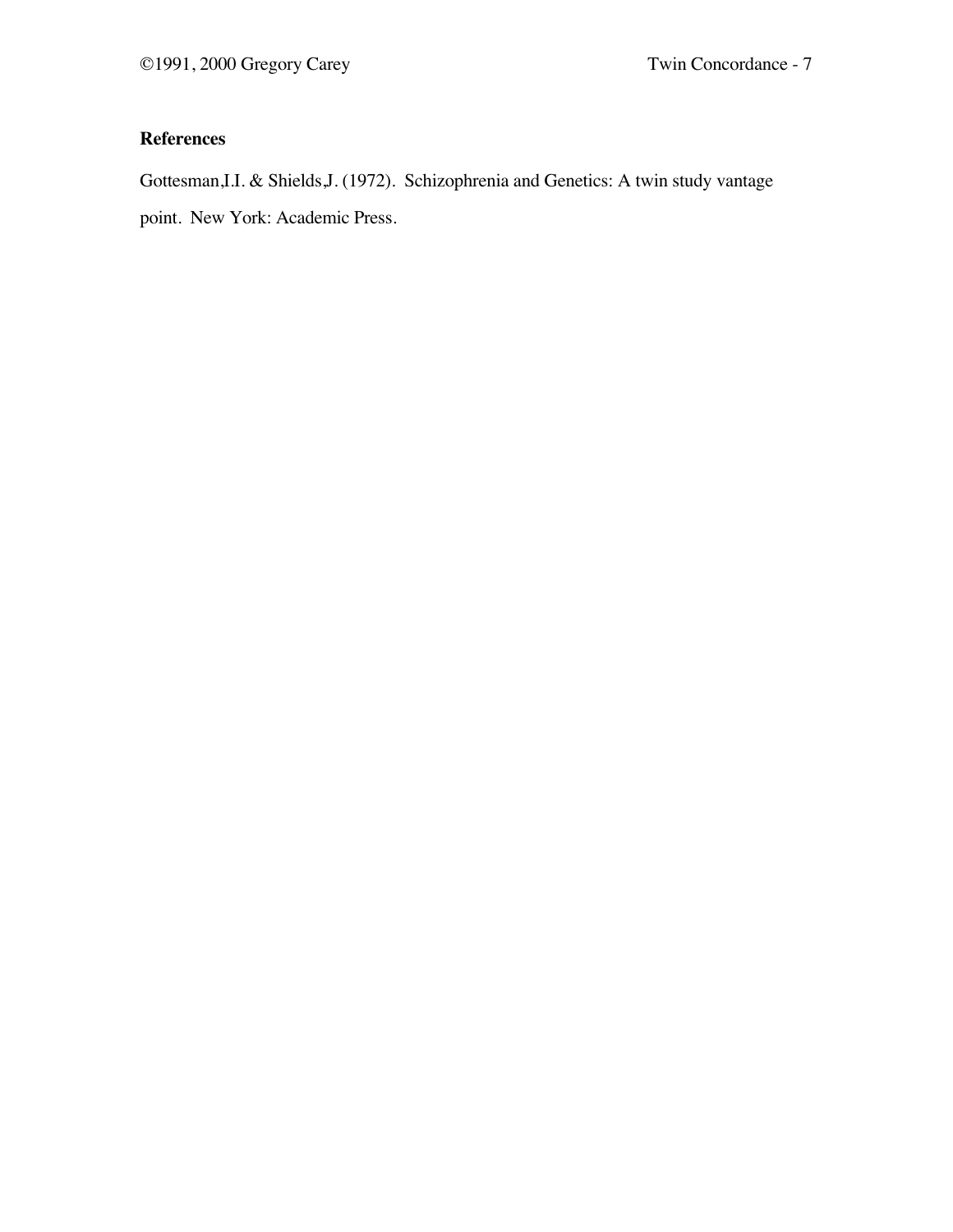## References

Gottesman,I.I. & Shields,J. (1972). Schizophrenia and Genetics: A twin study vantage point. New York: Academic Press.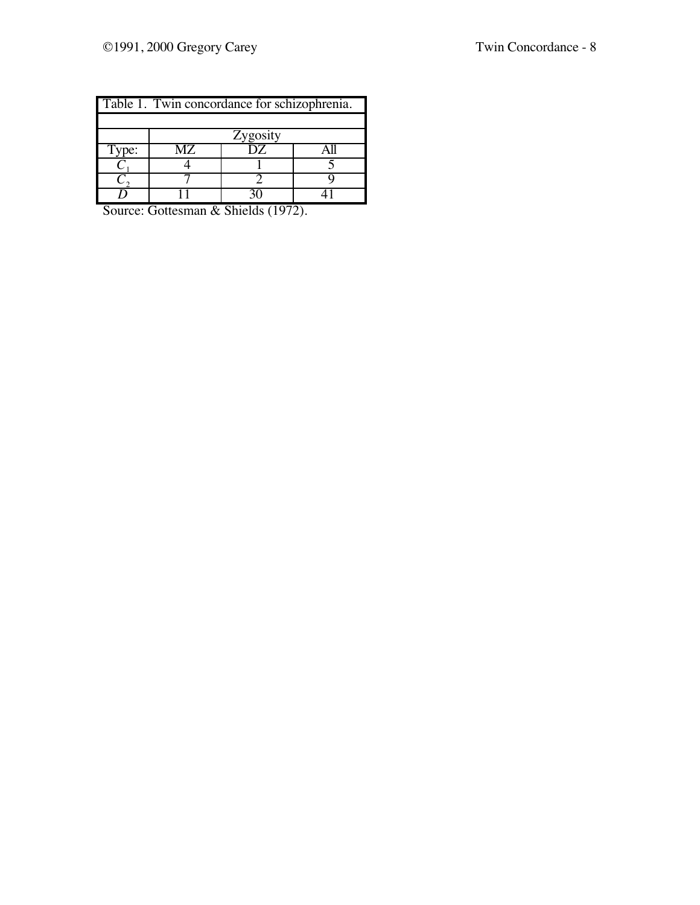Table 1. Twin concordance for schizophrenia.

| | Zygosity | | |
|---|---|---|---|
| Type: | MZ | DZ | All |
| $C_1$ | 4 | 1 | 5 |
| $C_2$ | 7 | 2 | 9 |
| $D$ | 11 | 30 | 41 |

Source: Gottesman & Shields (1972).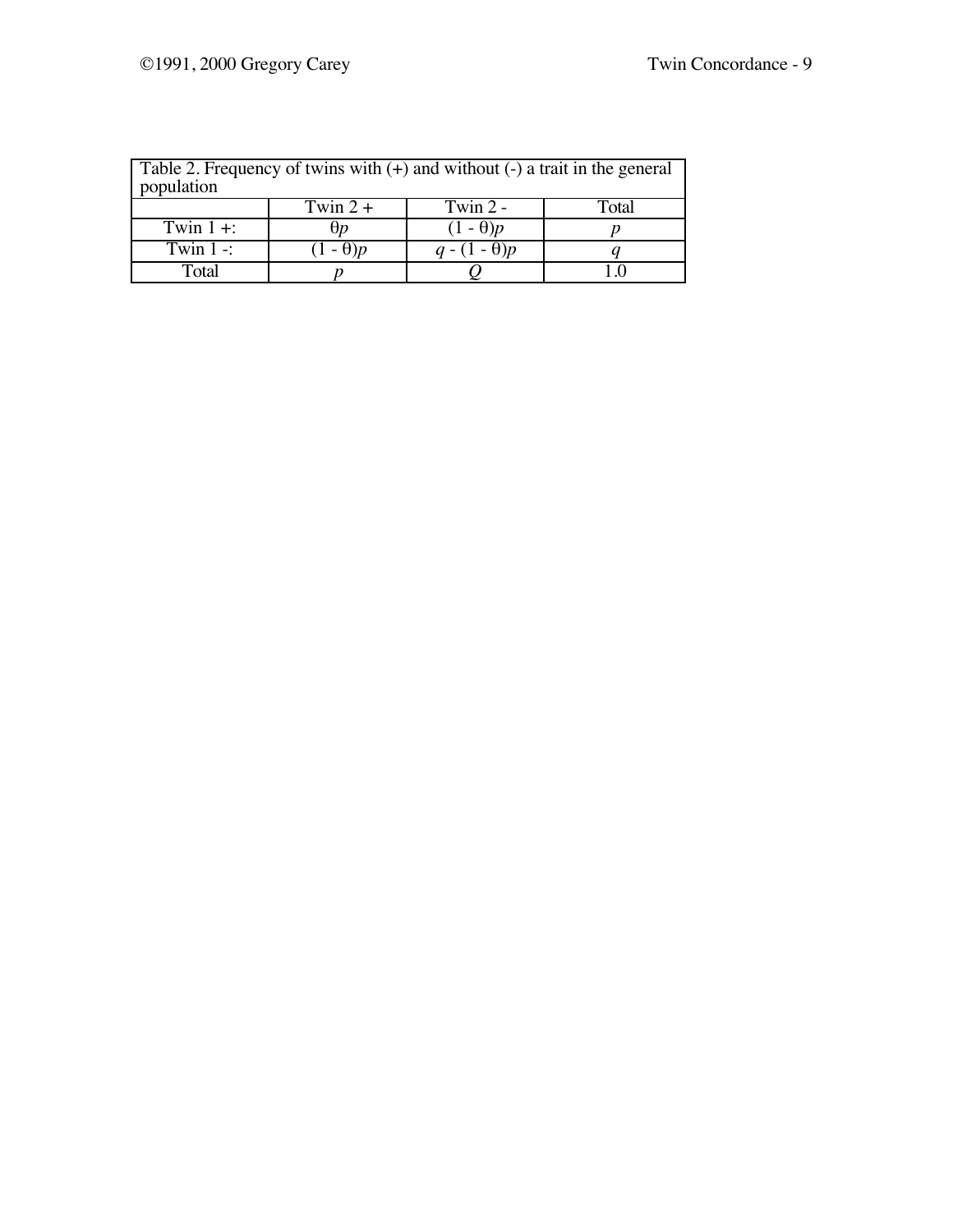Table 2. Frequency of twins with (+) and without (-) a trait in the general population

| | Twin 2 + | Twin 2 - | Total |
|---|---|---|---|
| Twin 1 +: | $\theta p$ | $(1 - \theta)p$ | $p$ |
| Twin 1 -: | $(1 - \theta)p$ | $q - (1 - \theta)p$ | $q$ |
| Total | $p$ | $Q$ | 1.0 |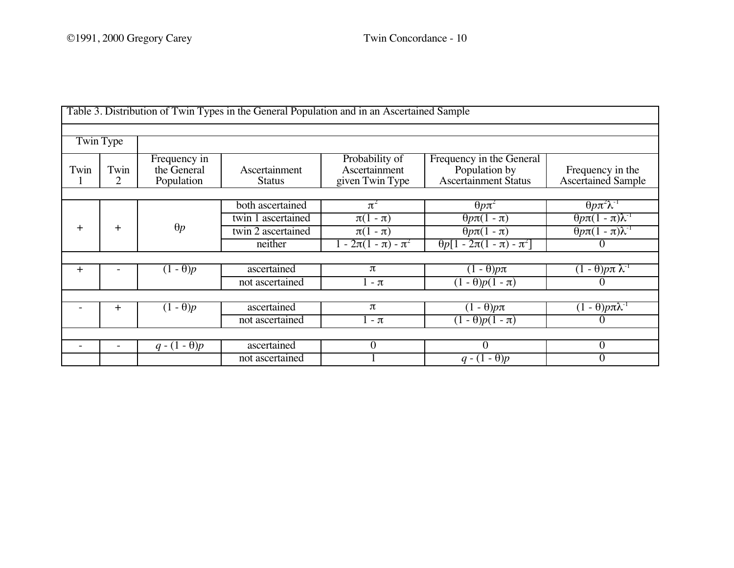Table 3. Distribution of Twin Types in the General Population and in an Ascertained Sample

| Twin 1 | Twin 2 | Frequency in the General Population | Ascertainment Status | Probability of Ascertainment given Twin Type | Frequency in the General Population by Ascertainment Status | Frequency in the Ascertained Sample |
|---|---|---|---|---|---|---|
| + | + | $\theta p$ | both ascertained | $\pi^2$ | $\theta p \pi^2$ | $\theta p \pi^2 \lambda^{-1}$ |
| | | | twin 1 ascertained | $\pi(1 - \pi)$ | $\theta p \pi(1 - \pi)$ | $\theta p \pi(1 - \pi)\lambda^{-1}$ |
| | | | twin 2 ascertained | $\pi(1 - \pi)$ | $\theta p \pi(1 - \pi)$ | $\theta p \pi(1 - \pi)\lambda^{-1}$ |
| | | | neither | $1 - 2\pi(1 - \pi) - \pi^2$ | $\theta p[1 - 2\pi(1 - \pi) - \pi^2]$ | 0 |
| + | - | $(1 - \theta)p$ | ascertained | $\pi$ | $(1 - \theta)p\pi$ | $(1 - \theta)p\pi \lambda^{-1}$ |
| | | | not ascertained | $1 - \pi$ | $(1 - \theta)p(1 - \pi)$ | 0 |
| - | + | $(1 - \theta)p$ | ascertained | $\pi$ | $(1 - \theta)p\pi$ | $(1 - \theta)p\pi\lambda^{-1}$ |
| | | | not ascertained | $1 - \pi$ | $(1 - \theta)p(1 - \pi)$ | 0 |
| - | - | $q - (1 - \theta)p$ | ascertained | 0 | 0 | 0 |
| | | | not ascertained | 1 | $q - (1 - \theta)p$ | 0 |